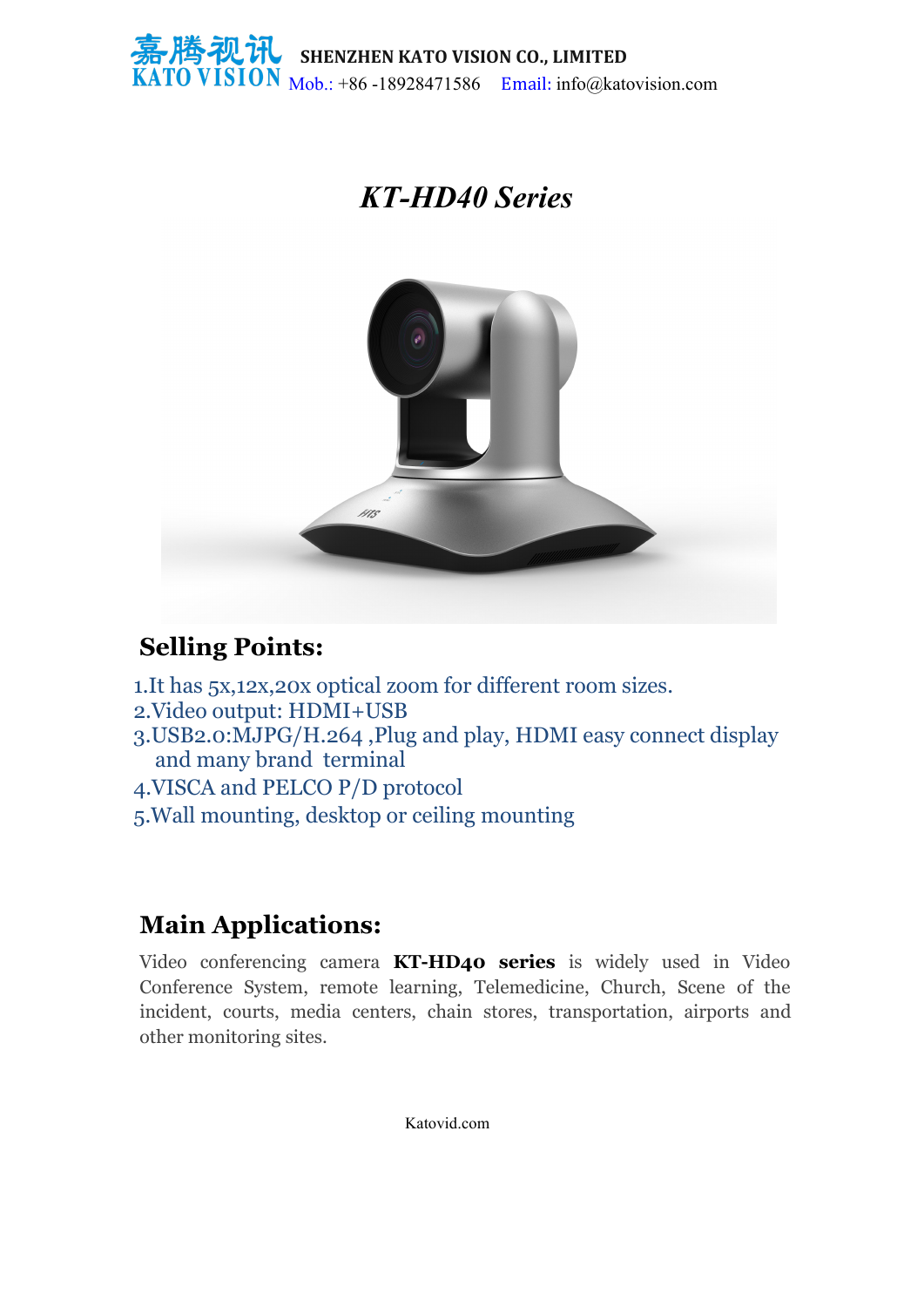嘉腾视讯 KATO VISION **SHENZHEN KATO VISION CO., LIMITED**
Mob.: +86 -18928471586 Email: info@katovision.com

# *KT-HD40 Series*

## Selling Points:

1.It has 5x,12x,20x optical zoom for different room sizes.
2.Video output: HDMI+USB
3.USB2.0:MJPG/H.264 ,Plug and play, HDMI easy connect display and many brand terminal
4.VISCA and PELCO P/D protocol
5.Wall mounting, desktop or ceiling mounting

## Main Applications:

Video conferencing camera **KT-HD40 series** is widely used in Video Conference System, remote learning, Telemedicine, Church, Scene of the incident, courts, media centers, chain stores, transportation, airports and other monitoring sites.

Katovid.com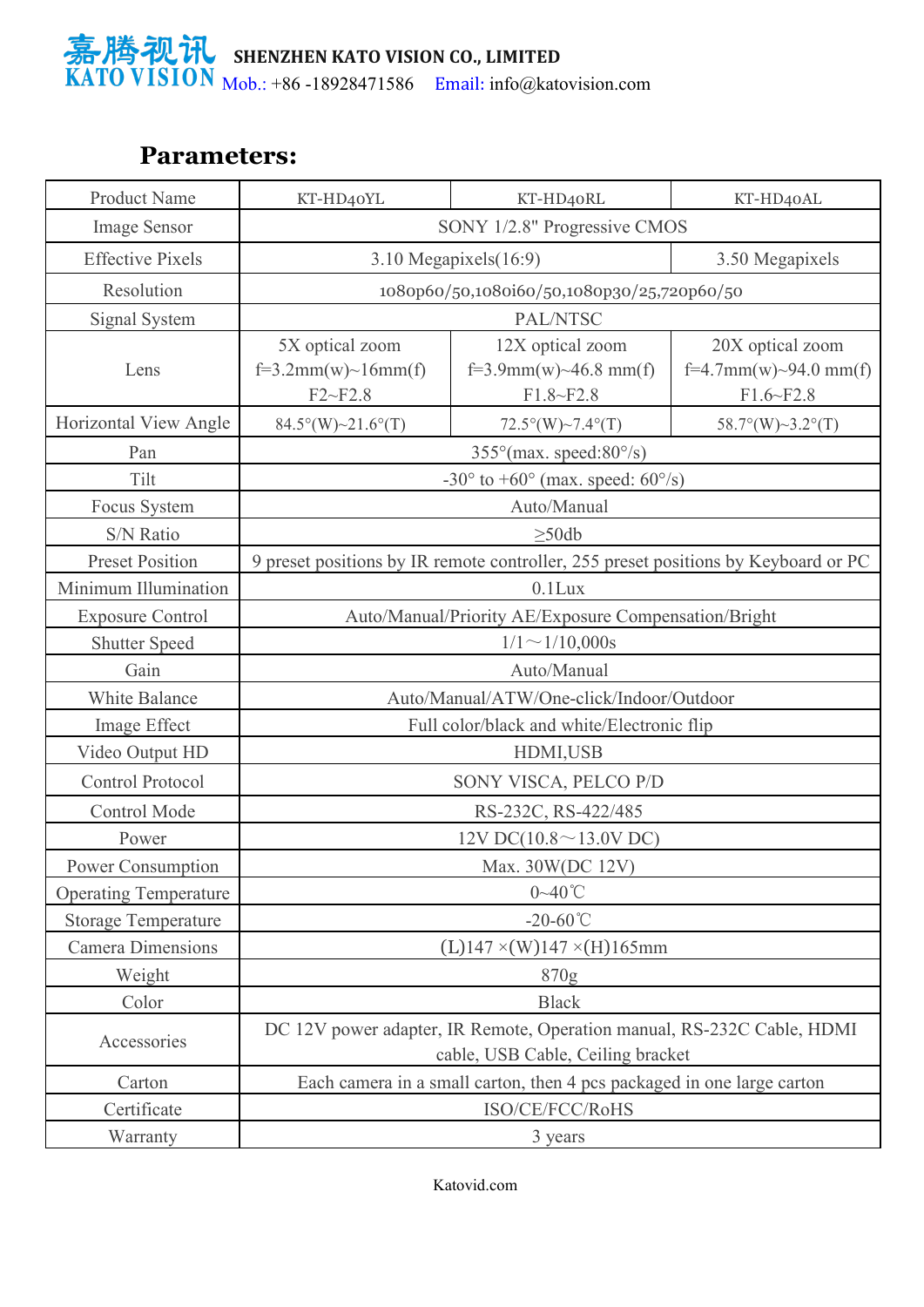嘉腾视讯 KATO VISION **SHENZHEN KATO VISION CO., LIMITED**
Mob.: +86 -18928471586 Email: info@katovision.com

## Parameters:

| Product Name | KT-HD40YL | KT-HD40RL | KT-HD40AL |
|---|---|---|---|
| Image Sensor | SONY 1/2.8" Progressive CMOS | | |
| Effective Pixels | 3.10 Megapixels(16:9) | | 3.50 Megapixels |
| Resolution | 1080p60/50,1080i60/50,1080p30/25,720p60/50 | | |
| Signal System | PAL/NTSC | | |
| Lens | 5X optical zoom f=3.2mm(w)~16mm(f) F2~F2.8 | 12X optical zoom f=3.9mm(w)~46.8 mm(f) F1.8~F2.8 | 20X optical zoom f=4.7mm(w)~94.0 mm(f) F1.6~F2.8 |
| Horizontal View Angle | 84.5°(W)~21.6°(T) | 72.5°(W)~7.4°(T) | 58.7°(W)~3.2°(T) |
| Pan | 355°(max. speed:80°/s) | | |
| Tilt | -30° to +60° (max. speed: 60°/s) | | |
| Focus System | Auto/Manual | | |
| S/N Ratio | ≥50db | | |
| Preset Position | 9 preset positions by IR remote controller, 255 preset positions by Keyboard or PC | | |
| Minimum Illumination | 0.1Lux | | |
| Exposure Control | Auto/Manual/Priority AE/Exposure Compensation/Bright | | |
| Shutter Speed | 1/1～1/10,000s | | |
| Gain | Auto/Manual | | |
| White Balance | Auto/Manual/ATW/One-click/Indoor/Outdoor | | |
| Image Effect | Full color/black and white/Electronic flip | | |
| Video Output HD | HDMI,USB | | |
| Control Protocol | SONY VISCA, PELCO P/D | | |
| Control Mode | RS-232C, RS-422/485 | | |
| Power | 12V DC(10.8～13.0V DC) | | |
| Power Consumption | Max. 30W(DC 12V) | | |
| Operating Temperature | 0~40℃ | | |
| Storage Temperature | -20-60℃ | | |
| Camera Dimensions | (L)147 ×(W)147 ×(H)165mm | | |
| Weight | 870g | | |
| Color | Black | | |
| Accessories | DC 12V power adapter, IR Remote, Operation manual, RS-232C Cable, HDMI cable, USB Cable, Ceiling bracket | | |
| Carton | Each camera in a small carton, then 4 pcs packaged in one large carton | | |
| Certificate | ISO/CE/FCC/RoHS | | |
| Warranty | 3 years | | |

Katovid.com